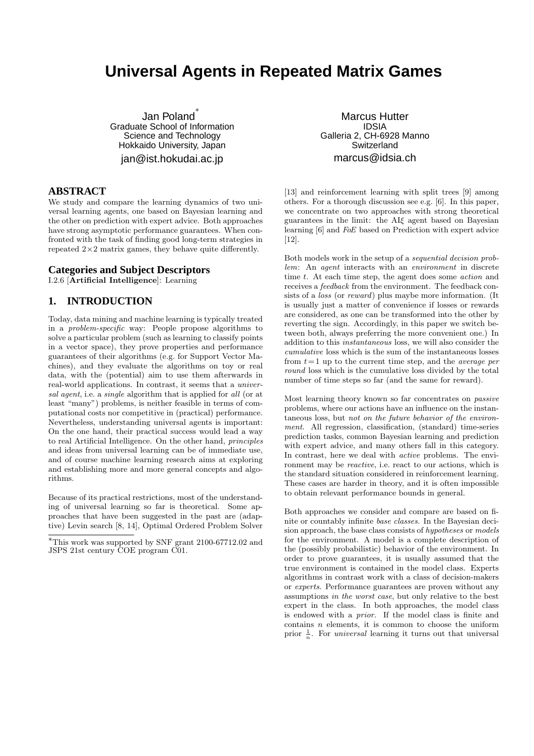# Universal Agents in Repeated Matrix Games

Jan Poland[*]
Graduate School of Information Science and Technology
Hokkaido University, Japan
jan@ist.hokudai.ac.jp

Marcus Hutter
IDSIA
Galleria 2, CH-6928 Manno
Switzerland
marcus@idsia.ch

## ABSTRACT

We study and compare the learning dynamics of two universal learning agents, one based on Bayesian learning and the other on prediction with expert advice. Both approaches have strong asymptotic performance guarantees. When confronted with the task of finding good long-term strategies in repeated $2\times2$ matrix games, they behave quite differently.

## Categories and Subject Descriptors

I.2.6 [**Artificial Intelligence**]: Learning

## 1. INTRODUCTION

Today, data mining and machine learning is typically treated in a *problem-specific* way: People propose algorithms to solve a particular problem (such as learning to classify points in a vector space), they prove properties and performance guarantees of their algorithms (e.g. for Support Vector Machines), and they evaluate the algorithms on toy or real data, with the (potential) aim to use them afterwards in real-world applications. In contrast, it seems that a *universal agent*, i.e. a *single* algorithm that is applied for *all* (or at least "many") problems, is neither feasible in terms of computational costs nor competitive in (practical) performance. Nevertheless, understanding universal agents is important: On the one hand, their practical success would lead a way to real Artificial Intelligence. On the other hand, *principles* and ideas from universal learning can be of immediate use, and of course machine learning research aims at exploring and establishing more and more general concepts and algorithms.

Because of its practical restrictions, most of the understanding of universal learning so far is theoretical. Some approaches that have been suggested in the past are (adaptive) Levin search [8, 14], Optimal Ordered Problem Solver [13] and reinforcement learning with split trees [9] among others. For a thorough discussion see e.g. [6]. In this paper, we concentrate on two approaches with strong theoretical guarantees in the limit: the AI$\xi$ agent based on Bayesian learning [6] and *FoE* based on Prediction with expert advice [12].

Both models work in the setup of a *sequential decision problem*: An *agent* interacts with an *environment* in discrete time $t$. At each time step, the agent does some *action* and receives a *feedback* from the environment. The feedback consists of a *loss* (or *reward*) plus maybe more information. (It is usually just a matter of convenience if losses or rewards are considered, as one can be transformed into the other by reverting the sign. Accordingly, in this paper we switch between both, always preferring the more convenient one.) In addition to this *instantaneous* loss, we will also consider the *cumulative* loss which is the sum of the instantaneous losses from $t=1$ up to the current time step, and the *average per round* loss which is the cumulative loss divided by the total number of time steps so far (and the same for reward).

Most learning theory known so far concentrates on *passive* problems, where our actions have an influence on the instantaneous loss, but *not on the future behavior of the environment*. All regression, classification, (standard) time-series prediction tasks, common Bayesian learning and prediction with expert advice, and many others fall in this category. In contrast, here we deal with *active* problems. The environment may be *reactive*, i.e. react to our actions, which is the standard situation considered in reinforcement learning. These cases are harder in theory, and it is often impossible to obtain relevant performance bounds in general.

Both approaches we consider and compare are based on finite or countably infinite *base classes*. In the Bayesian decision approach, the base class consists of *hypotheses* or *models* for the environment. A model is a complete description of the (possibly probabilistic) behavior of the environment. In order to prove guarantees, it is usually assumed that the true environment is contained in the model class. Experts algorithms in contrast work with a class of decision-makers or *experts*. Performance guarantees are proven without any assumptions *in the worst case*, but only relative to the best expert in the class. In both approaches, the model class is endowed with a *prior*. If the model class is finite and contains $n$ elements, it is common to choose the uniform prior $\frac{1}{n}$. For *universal* learning it turns out that universal

[*]This work was supported by SNF grant 2100-67712.02 and JSPS 21st century COE program C01.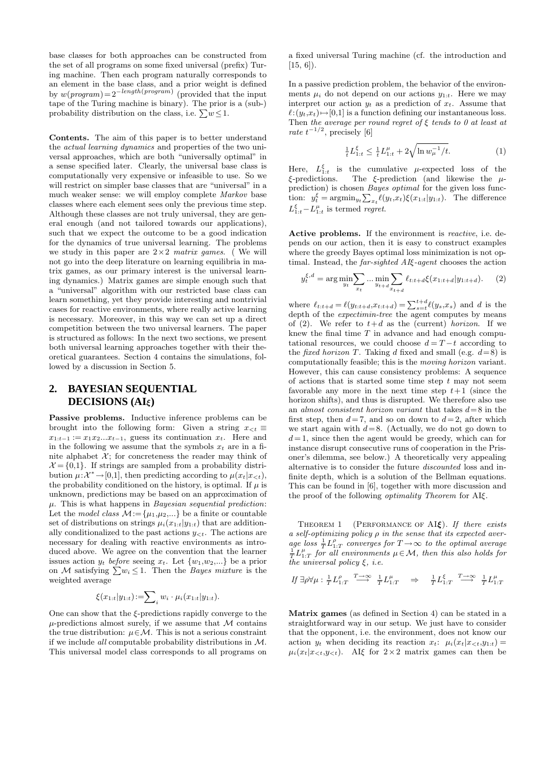base classes for both approaches can be constructed from the set of all programs on some fixed universal (prefix) Turing machine. Then each program naturally corresponds to an element in the base class, and a prior weight is defined by $w(program) = 2^{-length(program)}$ (provided that the input tape of the Turing machine is binary). The prior is a (sub-) probability distribution on the class, i.e. $\sum w \leq 1$.

**Contents.** The aim of this paper is to better understand the *actual learning dynamics* and properties of the two universal approaches, which are both "universally optimal" in a sense specified later. Clearly, the universal base class is computationally very expensive or infeasible to use. So we will restrict on simpler base classes that are "universal" in a much weaker sense: we will employ complete *Markov* base classes where each element sees only the previous time step. Although these classes are not truly universal, they are general enough (and not tailored towards our applications), such that we expect the outcome to be a good indication for the dynamics of true universal learning. The problems we study in this paper are $2\times 2$ *matrix games*. ( We will not go into the deep literature on learning equilibria in matrix games, as our primary interest is the universal learning dynamics.) Matrix games are simple enough such that a "universal" algorithm with our restricted base class can learn something, yet they provide interesting and nontrivial cases for reactive environments, where really active learning is necessary. Moreover, in this way we can set up a direct competition between the two universal learners. The paper is structured as follows: In the next two sections, we present both universal learning approaches together with their theoretical guarantees. Section 4 contains the simulations, followed by a discussion in Section 5.

## 2. BAYESIAN SEQUENTIAL DECISIONS (AI$\xi$)

**Passive problems.** Inductive inference problems can be brought into the following form: Given a string $x_{<t} \equiv x_{1:t-1} := x_1 x_2 ... x_{t-1}$, guess its continuation $x_t$. Here and in the following we assume that the symbols $x_t$ are in a finite alphabet $\mathcal{X}$; for concreteness the reader may think of $\mathcal{X} = \{0,1\}$. If strings are sampled from a probability distribution $\mu : \mathcal{X}^* \to [0,1]$, then predicting according to $\mu(x_t|x_{<t})$, the probability conditioned on the history, is optimal. If $\mu$ is unknown, predictions may be based on an approximation of $\mu$. This is what happens in *Bayesian sequential prediction*: Let the *model class* $\mathcal{M} := \{\mu_1, \mu_2, ...\}$ be a finite or countable set of distributions on strings $\mu_i(x_{1:t}|y_{1:t})$ that are additionally conditionalized to the past actions $y_{<t}$. The actions are necessary for dealing with reactive environments as introduced above. We agree on the convention that the learner issues action $y_t$ *before* seeing $x_t$. Let $\{w_1, w_2, ...\}$ be a prior on $\mathcal{M}$ satisfying $\sum w_i \leq 1$. Then the *Bayes mixture* is the weighted average

$$\xi(x_{1:t}|y_{1:t}) := \sum_i w_i \cdot \mu_i(x_{1:t}|y_{1:t}).$$

One can show that the $\xi$-predictions rapidly converge to the $\mu$-predictions almost surely, if we assume that $\mathcal{M}$ contains the true distribution: $\mu \in \mathcal{M}$. This is not a serious constraint if we include *all* computable probability distributions in $\mathcal{M}$. This universal model class corresponds to all programs on a fixed universal Turing machine (cf. the introduction and [15, 6]).

In a passive prediction problem, the behavior of the environments $\mu_i$ do not depend on our actions $y_{1:t}$. Here we may interpret our action $y_t$ as a prediction of $x_t$. Assume that $\ell : (y_t, x_t) \mapsto [0,1]$ is a function defining our instantaneous loss. Then *the average per round regret of $\xi$ tends to 0 at least at rate $t^{-1/2}$*, precisely [6]

$$\tfrac{1}{t} L^{\xi}_{1:t} \leq \tfrac{1}{t} L^{\mu}_{1:t} + 2\sqrt{\ln w_\mu^{-1}/t}. \tag{1}$$

Here, $L^{\xi}_{1:t}$ is the cumulative $\mu$-expected loss of the $\xi$-predictions. The $\xi$-prediction (and likewise the $\mu$-prediction) is chosen *Bayes optimal* for the given loss function: $y^{\xi}_t = \arg\min_{y_t} \sum_{x_t} \ell(y_t, x_t)\xi(x_{1:t}|y_{1:t})$. The difference $L^{\xi}_{1:t} - L^{\mu}_{1:t}$ is termed *regret*.

**Active problems.** If the environment is *reactive*, i.e. depends on our action, then it is easy to construct examples where the greedy Bayes optimal loss minimization is not optimal. Instead, the *far-sighted AI$\xi$-agent* chooses the action

$$y^{\xi,d}_t = \arg\min_{y_t} \sum_{x_t} ... \min_{y_{t+d}} \sum_{x_{t+d}} \ell_{t:t+d}\, \xi(x_{1:t+d}|y_{1:t+d}). \tag{2}$$

where $\ell_{t:t+d} = \ell(y_{t:t+d}, x_{t:t+d}) = \sum_{s=t}^{t+d} \ell(y_s, x_s)$ and $d$ is the depth of the *expectimin-tree* the agent computes by means of (2). We refer to $t+d$ as the (current) *horizon*. If we knew the final time $T$ in advance and had enough computational resources, we could choose $d = T - t$ according to the *fixed horizon* $T$. Taking $d$ fixed and small (e.g. $d=8$) is computationally feasible; this is the *moving horizon* variant. However, this can cause consistency problems: A sequence of actions that is started some time step $t$ may not seem favorable any more in the next time step $t+1$ (since the horizon shifts), and thus is disrupted. We therefore also use an *almost consistent horizon variant* that takes $d=8$ in the first step, then $d=7$, and so on down to $d=2$, after which we start again with $d=8$. (Actually, we do not go down to $d=1$, since then the agent would be greedy, which can for instance disrupt consecutive runs of cooperation in the Prisoner's dilemma, see below.) A theoretically very appealing alternative is to consider the future *discounted* loss and infinite depth, which is a solution of the Bellman equations. This can be found in [6], together with more discussion and the proof of the following *optimality Theorem* for AI$\xi$.

THEOREM 1 (PERFORMANCE OF AI$\boldsymbol{\xi}$). *If there exists a self-optimizing policy $\rho$ in the sense that its expected average loss $\frac{1}{T} L^{\rho}_{1:T}$ converges for $T \to \infty$ to the optimal average $\frac{1}{T} L^{\mu}_{1:T}$ for all environments $\mu \in \mathcal{M}$, then this also holds for the universal policy $\xi$, i.e.*

$$\text{If } \exists \rho \forall \mu : \tfrac{1}{T} L^{\rho}_{1:T} \stackrel{T\to\infty}{\longrightarrow} \tfrac{1}{T} L^{\mu}_{1:T} \quad \Rightarrow \quad \tfrac{1}{T} L^{\xi}_{1:T} \stackrel{T\to\infty}{\longrightarrow} \tfrac{1}{T} L^{\mu}_{1:T}$$

**Matrix games** (as defined in Section 4) can be stated in a straightforward way in our setup. We just have to consider that the opponent, i.e. the environment, does not know our action $y_t$ when deciding its reaction $x_t$: $\mu_i(x_t|x_{<t}, y_{1:t}) = \mu_i(x_t|x_{<t}, y_{<t})$. AI$\xi$ for $2\times 2$ matrix games can then be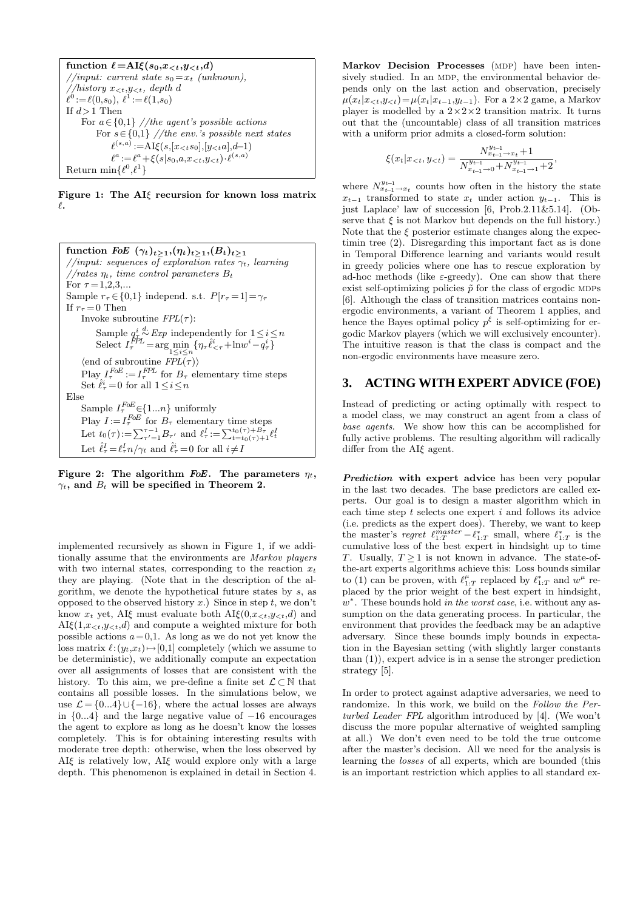```
function ℓ=AIξ(s_0,x_<t,y_<t,d)
//input: current state s_0=x_t (unknown),
//history x_<t,y_<t, depth d
ℓ^0:=ℓ(0,s_0), ℓ^1:=ℓ(1,s_0)
If d>1 Then
    For a∈{0,1} //the agent's possible actions
        For s∈{0,1} //the env.'s possible next states
            ℓ^(s,a):=AIξ(s,[x_<t s_0],[y_<t a],d–1)
            ℓ^a:=ℓ^a+ξ(s|s_0,a,x_<t,y_<t)·ℓ^(s,a)
Return min{ℓ^0,ℓ^1}
```

**Figure 1: The AI$\xi$ recursion for known loss matrix $\ell$.**

```
function FoE (γ_t)_t≥1,(η_t)_t≥1,(B_t)_t≥1
//input: sequences of exploration rates γ_t, learning
//rates η_t, time control parameters B_t
For τ=1,2,3,...
Sample r_τ∈{0,1} independ. s.t. P[r_τ=1]=γ_τ
If r_τ=0 Then
    Invoke subroutine FPL(τ):
        Sample q_τ^i ~d. Exp independently for 1≤i≤n
        Select I_τ^FPL = arg min_{1≤i≤n} {η_τ ℓ̂^i_<τ + ln w^i − q_τ^i}
    ⟨end of subroutine FPL(τ)⟩
    Play I_τ^FoE := I_τ^FPL for B_τ elementary time steps
    Set ℓ̂_τ^i = 0 for all 1≤i≤n
Else
    Sample I_τ^FoE ∈ {1...n} uniformly
    Play I := I_τ^FoE for B_τ elementary time steps
    Let t_0(τ) := Σ_{τ'=1}^{τ-1} B_τ' and ℓ_τ^I := Σ_{t=t_0(τ)+1}^{t_0(τ)+B_τ} ℓ_t^I
    Let ℓ̂_τ^I = ℓ_τ^I n/γ_t and ℓ̂_τ^i = 0 for all i≠I
```

**Figure 2: The algorithm *FoE*. The parameters $\eta_t$, $\gamma_t$, and $B_t$ will be specified in Theorem 2.**

implemented recursively as shown in Figure 1, if we additionally assume that the environments are *Markov players* with two internal states, corresponding to the reaction $x_t$ they are playing. (Note that in the description of the algorithm, we denote the hypothetical future states by $s$, as opposed to the observed history $x$.) Since in step $t$, we don't know $x_t$ yet, AI$\xi$ must evaluate both AI$\xi(0,x_{<t},y_{<t},d)$ and AI$\xi(1,x_{<t},y_{<t},d)$ and compute a weighted mixture for both possible actions $a=0,1$. As long as we do not yet know the loss matrix $\ell:(y_t,x_t)\mapsto[0,1]$ completely (which we assume to be deterministic), we additionally compute an expectation over all assignments of losses that are consistent with the history. To this aim, we pre-define a finite set $\mathcal{L}\subset\mathbb{N}$ that contains all possible losses. In the simulations below, we use $\mathcal{L}=\{0...4\}\cup\{-16\}$, where the actual losses are always in $\{0...4\}$ and the large negative value of $-16$ encourages the agent to explore as long as he doesn't know the losses completely. This is for obtaining interesting results with moderate tree depth: otherwise, when the loss observed by AI$\xi$ is relatively low, AI$\xi$ would explore only with a large depth. This phenomenon is explained in detail in Section 4.

**Markov Decision Processes** (MDP) have been intensively studied. In an MDP, the environmental behavior depends only on the last action and observation, precisely $\mu(x_t|x_{<t},y_{<t})=\mu(x_t|x_{t-1},y_{t-1})$. For a $2\times2$ game, a Markov player is modelled by a $2\times2\times2$ transition matrix. It turns out that the (uncountable) class of all transition matrices with a uniform prior admits a closed-form solution:

$$\xi(x_t|x_{<t},y_{<t}) = \frac{N^{y_{t-1}}_{x_{t-1}\to x_t}+1}{N^{y_{t-1}}_{x_{t-1}\to 0}+N^{y_{t-1}}_{x_{t-1}\to 1}+2},$$

where $N^{y_{t-1}}_{x_{t-1}\to x_t}$ counts how often in the history the state $x_{t-1}$ transformed to state $x_t$ under action $y_{t-1}$. This is just Laplace' law of succession [6, Prob.2.11&5.14]. (Observe that $\xi$ is not Markov but depends on the full history.) Note that the $\xi$ posterior estimate changes along the expectimin tree (2). Disregarding this important fact as is done in Temporal Difference learning and variants would result in greedy policies where one has to rescue exploration by ad-hoc methods (like $\varepsilon$-greedy). One can show that there exist self-optimizing policies $\tilde{p}$ for the class of ergodic MDPs [6]. Although the class of transition matrices contains non-ergodic environments, a variant of Theorem 1 applies, and hence the Bayes optimal policy $p^\xi$ is self-optimizing for ergodic Markov players (which we will exclusively encounter). The intuitive reason is that the class is compact and the non-ergodic environments have measure zero.

## 3. ACTING WITH EXPERT ADVICE (FOE)

Instead of predicting or acting optimally with respect to a model class, we may construct an agent from a class of *base agents*. We show how this can be accomplished for fully active problems. The resulting algorithm will radically differ from the AI$\xi$ agent.

***Prediction* with expert advice** has been very popular in the last two decades. The base predictors are called experts. Our goal is to design a master algorithm which in each time step $t$ selects one expert $i$ and follows its advice (i.e. predicts as the expert does). Thereby, we want to keep the master's *regret* $\ell^{master}_{1:T}-\ell^*_{1:T}$ small, where $\ell^*_{1:T}$ is the cumulative loss of the best expert in hindsight up to time $T$. Usually, $T\geq1$ is not known in advance. The state-of-the-art experts algorithms achieve this: Loss bounds similar to (1) can be proven, with $\ell^\mu_{1:T}$ replaced by $\ell^*_{1:T}$ and $w^\mu$ replaced by the prior weight of the best expert in hindsight, $w^*$. These bounds hold *in the worst case*, i.e. without any assumption on the data generating process. In particular, the environment that provides the feedback may be an adaptive adversary. Since these bounds imply bounds in expectation in the Bayesian setting (with slightly larger constants than (1)), expert advice is in a sense the stronger prediction strategy [5].

In order to protect against adaptive adversaries, we need to randomize. In this work, we build on the *Follow the Perturbed Leader FPL* algorithm introduced by [4]. (We won't discuss the more popular alternative of weighted sampling at all.) We don't even need to be told the true outcome after the master's decision. All we need for the analysis is learning the *losses* of all experts, which are bounded (this is an important restriction which applies to all standard ex-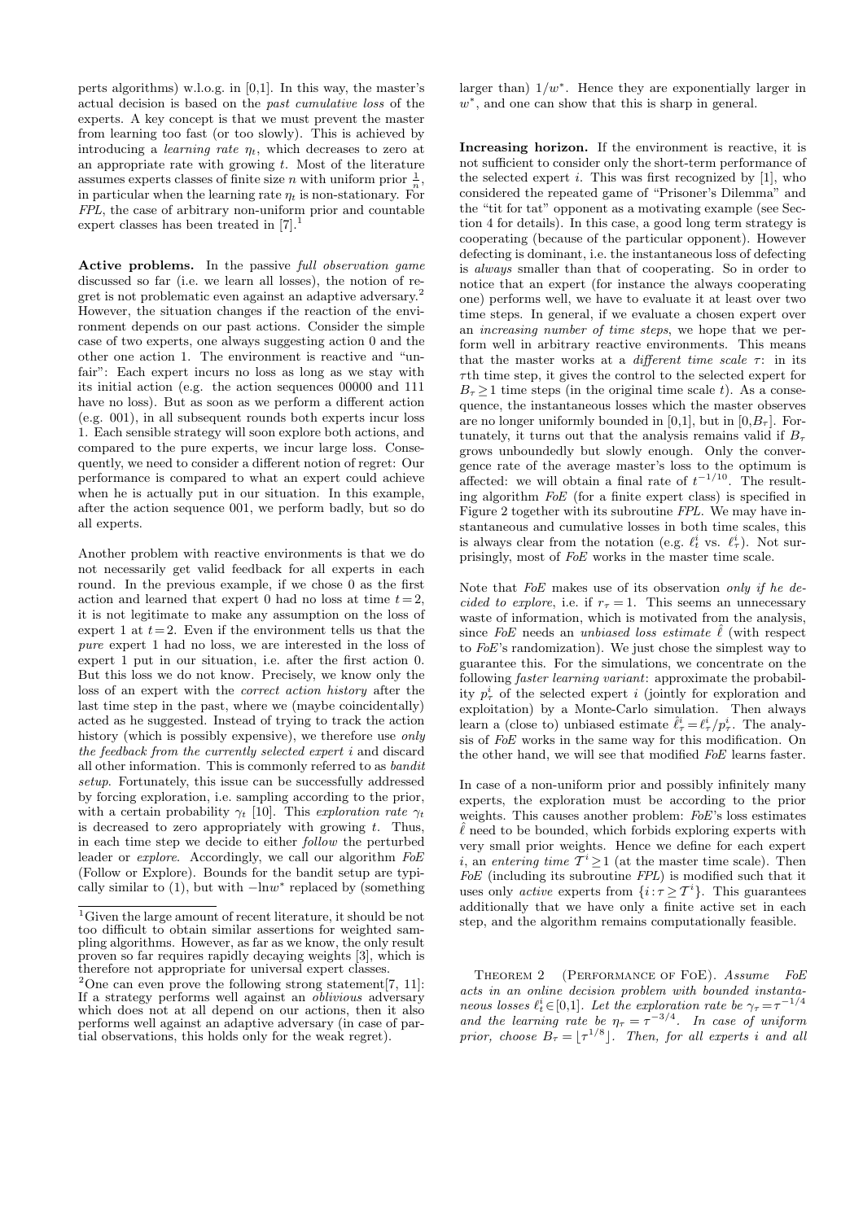perts algorithms) w.l.o.g. in [0,1]. In this way, the master's actual decision is based on the *past cumulative loss* of the experts. A key concept is that we must prevent the master from learning too fast (or too slowly). This is achieved by introducing a *learning rate* $\eta_t$, which decreases to zero at an appropriate rate with growing $t$. Most of the literature assumes experts classes of finite size $n$ with uniform prior $\frac{1}{n}$, in particular when the learning rate $\eta_t$ is non-stationary. For *FPL*, the case of arbitrary non-uniform prior and countable expert classes has been treated in [7].[1]

**Active problems.** In the passive *full observation game* discussed so far (i.e. we learn all losses), the notion of regret is not problematic even against an adaptive adversary.[2] However, the situation changes if the reaction of the environment depends on our past actions. Consider the simple case of two experts, one always suggesting action 0 and the other one action 1. The environment is reactive and "unfair": Each expert incurs no loss as long as we stay with its initial action (e.g. the action sequences 00000 and 111 have no loss). But as soon as we perform a different action (e.g. 001), in all subsequent rounds both experts incur loss 1. Each sensible strategy will soon explore both actions, and compared to the pure experts, we incur large loss. Consequently, we need to consider a different notion of regret: Our performance is compared to what an expert could achieve when he is actually put in our situation. In this example, after the action sequence 001, we perform badly, but so do all experts.

Another problem with reactive environments is that we do not necessarily get valid feedback for all experts in each round. In the previous example, if we chose 0 as the first action and learned that expert 0 had no loss at time $t=2$, it is not legitimate to make any assumption on the loss of expert 1 at $t=2$. Even if the environment tells us that the *pure* expert 1 had no loss, we are interested in the loss of expert 1 put in our situation, i.e. after the first action 0. But this loss we do not know. Precisely, we know only the loss of an expert with the *correct action history* after the last time step in the past, where we (maybe coincidentally) acted as he suggested. Instead of trying to track the action history (which is possibly expensive), we therefore use *only the feedback from the currently selected expert* $i$ and discard all other information. This is commonly referred to as *bandit setup*. Fortunately, this issue can be successfully addressed by forcing exploration, i.e. sampling according to the prior, with a certain probability $\gamma_t$ [10]. This *exploration rate* $\gamma_t$ is decreased to zero appropriately with growing $t$. Thus, in each time step we decide to either *follow* the perturbed leader or *explore*. Accordingly, we call our algorithm *FoE* (Follow or Explore). Bounds for the bandit setup are typically similar to (1), but with $-\ln w^*$ replaced by (something larger than) $1/w^*$. Hence they are exponentially larger in $w^*$, and one can show that this is sharp in general.

**Increasing horizon.** If the environment is reactive, it is not sufficient to consider only the short-term performance of the selected expert $i$. This was first recognized by [1], who considered the repeated game of "Prisoner's Dilemma" and the "tit for tat" opponent as a motivating example (see Section 4 for details). In this case, a good long term strategy is cooperating (because of the particular opponent). However defecting is dominant, i.e. the instantaneous loss of defecting is *always* smaller than that of cooperating. So in order to notice that an expert (for instance the always cooperating one) performs well, we have to evaluate it at least over two time steps. In general, if we evaluate a chosen expert over an *increasing number of time steps*, we hope that we perform well in arbitrary reactive environments. This means that the master works at a *different time scale* $\tau$: in its $\tau$th time step, it gives the control to the selected expert for $B_\tau \geq 1$ time steps (in the original time scale $t$). As a consequence, the instantaneous losses which the master observes are no longer uniformly bounded in [0,1], but in $[0,B_\tau]$. Fortunately, it turns out that the analysis remains valid if $B_\tau$ grows unboundedly but slowly enough. Only the convergence rate of the average master's loss to the optimum is affected: we will obtain a final rate of $t^{-1/10}$. The resulting algorithm *FoE* (for a finite expert class) is specified in Figure 2 together with its subroutine *FPL*. We may have instantaneous and cumulative losses in both time scales, this is always clear from the notation (e.g. $\ell_t^i$ vs. $\ell_\tau^i$). Not surprisingly, most of *FoE* works in the master time scale.

Note that *FoE* makes use of its observation *only if he decided to explore*, i.e. if $r_\tau = 1$. This seems an unnecessary waste of information, which is motivated from the analysis, since *FoE* needs an *unbiased loss estimate* $\hat{\ell}$ (with respect to *FoE*'s randomization). We just chose the simplest way to guarantee this. For the simulations, we concentrate on the following *faster learning variant*: approximate the probability $p_\tau^i$ of the selected expert $i$ (jointly for exploration and exploitation) by a Monte-Carlo simulation. Then always learn a (close to) unbiased estimate $\hat{\ell}_\tau^i = \ell_\tau^i / p_\tau^i$. The analysis of *FoE* works in the same way for this modification. On the other hand, we will see that modified *FoE* learns faster.

In case of a non-uniform prior and possibly infinitely many experts, the exploration must be according to the prior weights. This causes another problem: *FoE*'s loss estimates $\hat{\ell}$ need to be bounded, which forbids exploring experts with very small prior weights. Hence we define for each expert $i$, an *entering time* $\mathcal{T}^i \geq 1$ (at the master time scale). Then *FoE* (including its subroutine *FPL*) is modified such that it uses only *active* experts from $\{i : \tau \geq \mathcal{T}^i\}$. This guarantees additionally that we have only a finite active set in each step, and the algorithm remains computationally feasible.

THEOREM 2 (PERFORMANCE OF FoE). *Assume FoE acts in an online decision problem with bounded instantaneous losses $\ell_t^i \in [0,1]$. Let the exploration rate be $\gamma_\tau = \tau^{-1/4}$ and the learning rate be $\eta_\tau = \tau^{-3/4}$. In case of uniform prior, choose $B_\tau = \lfloor \tau^{1/8} \rfloor$. Then, for all experts $i$ and all*

---

[1] Given the large amount of recent literature, it should be not too difficult to obtain similar assertions for weighted sampling algorithms. However, as far as we know, the only result proven so far requires rapidly decaying weights [3], which is therefore not appropriate for universal expert classes.

[2] One can even prove the following strong statement[7, 11]: If a strategy performs well against an *oblivious* adversary which does not at all depend on our actions, then it also performs well against an adaptive adversary (in case of partial observations, this holds only for the weak regret).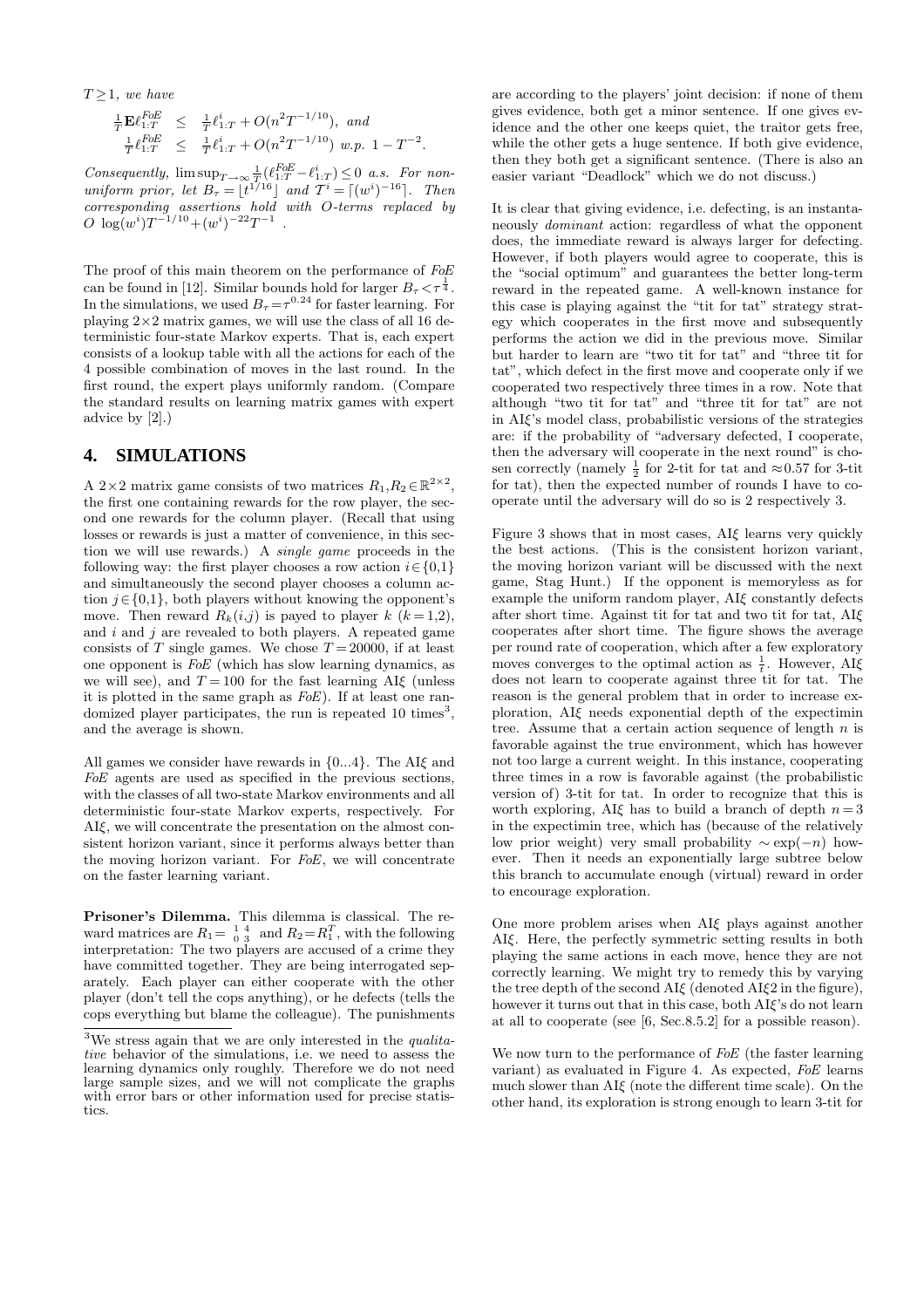$T \geq 1$, *we have*

$$\begin{aligned} \tfrac{1}{T}\mathbf{E}\ell^{FoE}_{1:T} &\leq \tfrac{1}{T}\ell^{i}_{1:T} + O(n^2 T^{-1/10}), \text{ and} \\ \tfrac{1}{T}\ell^{FoE}_{1:T} &\leq \tfrac{1}{T}\ell^{i}_{1:T} + O(n^2 T^{-1/10}) \text{ w.p. } 1-T^{-2}. \end{aligned}$$

*Consequently,* $\limsup_{T\to\infty}\frac{1}{T}(\ell^{FoE}_{1:T} - \ell^{i}_{1:T}) \leq 0$ *a.s. For non-uniform prior, let* $B_\tau = \lfloor t^{1/16} \rfloor$ *and* $T^i = \lceil (w^i)^{-16} \rceil$*. Then corresponding assertions hold with O-terms replaced by* $O\left(\log(w^i) T^{-1/10} + (w^i)^{-22} T^{-1}\right)$.

The proof of this main theorem on the performance of *FoE* can be found in [12]. Similar bounds hold for larger $B_\tau < \tau^{\frac{1}{4}}$. In the simulations, we used $B_\tau = \tau^{0.24}$ for faster learning. For playing $2\times 2$ matrix games, we will use the class of all 16 deterministic four-state Markov experts. That is, each expert consists of a lookup table with all the actions for each of the 4 possible combination of moves in the last round. In the first round, the expert plays uniformly random. (Compare the standard results on learning matrix games with expert advice by [2].)

## 4. SIMULATIONS

A $2\times 2$ matrix game consists of two matrices $R_1, R_2 \in \mathbb{R}^{2\times 2}$, the first one containing rewards for the row player, the second one rewards for the column player. (Recall that using losses or rewards is just a matter of convenience, in this section we will use rewards.) A *single game* proceeds in the following way: the first player chooses a row action $i \in \{0,1\}$ and simultaneously the second player chooses a column action $j \in \{0,1\}$, both players without knowing the opponent's move. Then reward $R_k(i,j)$ is payed to player $k$ ($k=1,2$), and $i$ and $j$ are revealed to both players. A repeated game consists of $T$ single games. We chose $T=20000$, if at least one opponent is *FoE* (which has slow learning dynamics, as we will see), and $T=100$ for the fast learning AI$\xi$ (unless it is plotted in the same graph as *FoE*). If at least one randomized player participates, the run is repeated 10 times[3], and the average is shown.

All games we consider have rewards in $\{0...4\}$. The AI$\xi$ and *FoE* agents are used as specified in the previous sections, with the classes of all two-state Markov environments and all deterministic four-state Markov experts, respectively. For AI$\xi$, we will concentrate the presentation on the almost consistent horizon variant, since it performs always better than the moving horizon variant. For *FoE*, we will concentrate on the faster learning variant.

**Prisoner's Dilemma.** This dilemma is classical. The reward matrices are $R_1 = \begin{smallmatrix} 1 & 4 \\ 0 & 3 \end{smallmatrix}$ and $R_2 = R_1^T$, with the following interpretation: The two players are accused of a crime they have committed together. They are being interrogated separately. Each player can either cooperate with the other player (don't tell the cops anything), or he defects (tells the cops everything but blame the colleague). The punishments are according to the players' joint decision: if none of them gives evidence, both get a minor sentence. If one gives evidence and the other one keeps quiet, the traitor gets free, while the other gets a huge sentence. If both give evidence, then they both get a significant sentence. (There is also an easier variant "Deadlock" which we do not discuss.)

It is clear that giving evidence, i.e. defecting, is an instantaneously *dominant* action: regardless of what the opponent does, the immediate reward is always larger for defecting. However, if both players would agree to cooperate, this is the "social optimum" and guarantees the better long-term reward in the repeated game. A well-known instance for this case is playing against the "tit for tat" strategy strategy which cooperates in the first move and subsequently performs the action we did in the previous move. Similar but harder to learn are "two tit for tat" and "three tit for tat", which defect in the first move and cooperate only if we cooperated two respectively three times in a row. Note that although "two tit for tat" and "three tit for tat" are not in AI$\xi$'s model class, probabilistic versions of the strategies are: if the probability of "adversary defected, I cooperate, then the adversary will cooperate in the next round" is chosen correctly (namely $\frac{1}{2}$ for 2-tit for tat and $\approx 0.57$ for 3-tit for tat), then the expected number of rounds I have to cooperate until the adversary will do so is 2 respectively 3.

Figure 3 shows that in most cases, AI$\xi$ learns very quickly the best actions. (This is the consistent horizon variant, the moving horizon variant will be discussed with the next game, Stag Hunt.) If the opponent is memoryless as for example the uniform random player, AI$\xi$ constantly defects after short time. Against tit for tat and two tit for tat, AI$\xi$ cooperates after short time. The figure shows the average per round rate of cooperation, which after a few exploratory moves converges to the optimal action as $\frac{1}{t}$. However, AI$\xi$ does not learn to cooperate against three tit for tat. The reason is the general problem that in order to increase exploration, AI$\xi$ needs exponential depth of the expectimin tree. Assume that a certain action sequence of length $n$ is favorable against the true environment, which has however not too large a current weight. In this instance, cooperating three times in a row is favorable against (the probabilistic version of) 3-tit for tat. In order to recognize that this is worth exploring, AI$\xi$ has to build a branch of depth $n=3$ in the expectimin tree, which has (because of the relatively low prior weight) very small probability $\sim \exp(-n)$ however. Then it needs an exponentially large subtree below this branch to accumulate enough (virtual) reward in order to encourage exploration.

One more problem arises when AI$\xi$ plays against another AI$\xi$. Here, the perfectly symmetric setting results in both playing the same actions in each move, hence they are not correctly learning. We might try to remedy this by varying the tree depth of the second AI$\xi$ (denoted AI$\xi$2 in the figure), however it turns out that in this case, both AI$\xi$'s do not learn at all to cooperate (see [6, Sec.8.5.2] for a possible reason).

We now turn to the performance of *FoE* (the faster learning variant) as evaluated in Figure 4. As expected, *FoE* learns much slower than AI$\xi$ (note the different time scale). On the other hand, its exploration is strong enough to learn 3-tit for

[3] We stress again that we are only interested in the *qualitative* behavior of the simulations, i.e. we need to assess the learning dynamics only roughly. Therefore we do not need large sample sizes, and we will not complicate the graphs with error bars or other information used for precise statistics.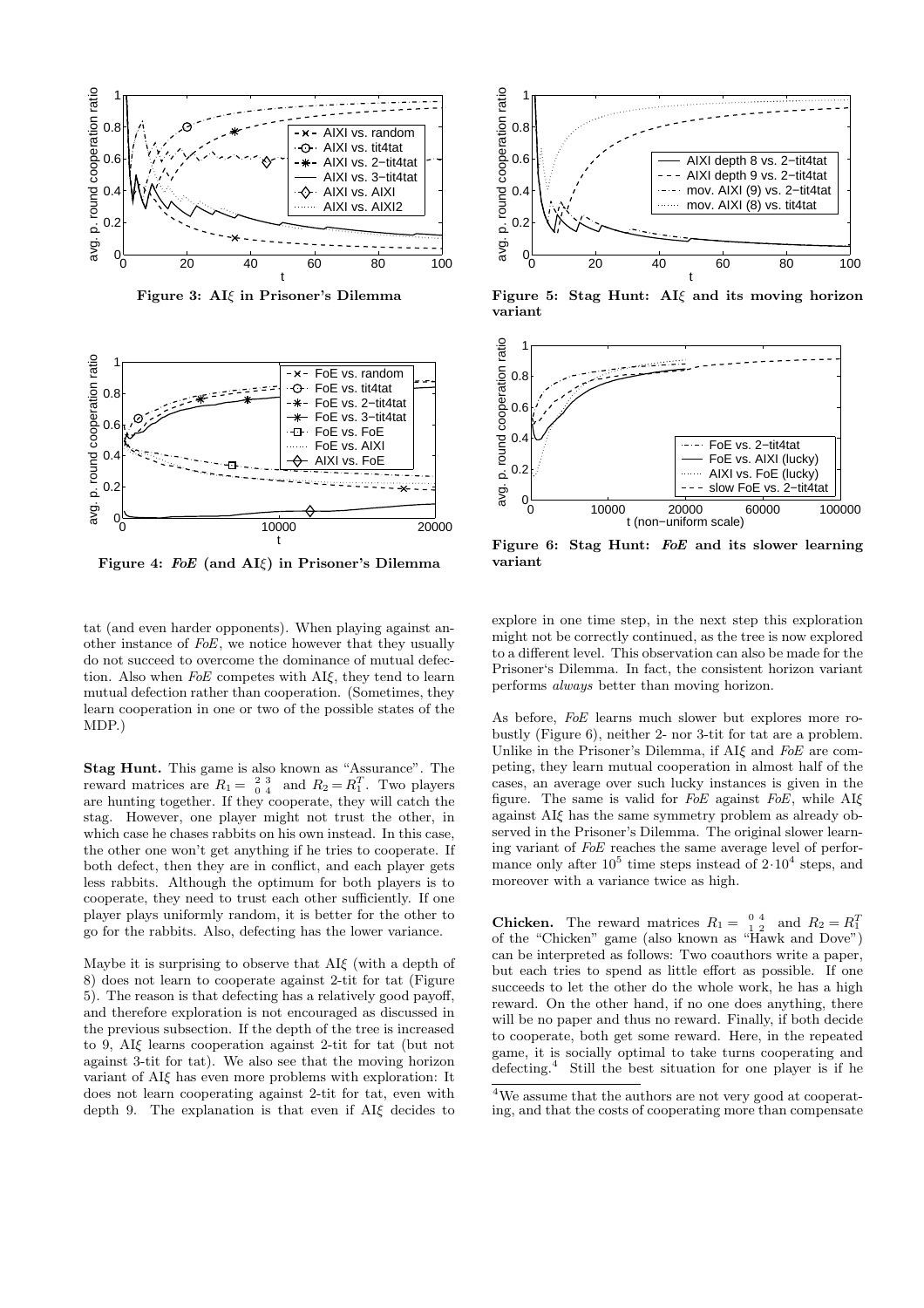Figure 3: AI$\xi$ in Prisoner's Dilemma

Figure 4: *FoE* (and AI$\xi$) in Prisoner's Dilemma

Figure 5: Stag Hunt: AI$\xi$ and its moving horizon variant

Figure 6: Stag Hunt: *FoE* and its slower learning variant

tat (and even harder opponents). When playing against another instance of *FoE*, we notice however that they usually do not succeed to overcome the dominance of mutual defection. Also when *FoE* competes with AI$\xi$, they tend to learn mutual defection rather than cooperation. (Sometimes, they learn cooperation in one or two of the possible states of the MDP.)

**Stag Hunt.** This game is also known as "Assurance". The reward matrices are $R_1 = \begin{smallmatrix} 2 & 3 \\ 0 & 4 \end{smallmatrix}$ and $R_2 = R_1^T$. Two players are hunting together. If they cooperate, they will catch the stag. However, one player might not trust the other, in which case he chases rabbits on his own instead. In this case, the other one won't get anything if he tries to cooperate. If both defect, then they are in conflict, and each player gets less rabbits. Although the optimum for both players is to cooperate, they need to trust each other sufficiently. If one player plays uniformly random, it is better for the other to go for the rabbits. Also, defecting has the lower variance.

Maybe it is surprising to observe that AI$\xi$ (with a depth of 8) does not learn to cooperate against 2-tit for tat (Figure 5). The reason is that defecting has a relatively good payoff, and therefore exploration is not encouraged as discussed in the previous subsection. If the depth of the tree is increased to 9, AI$\xi$ learns cooperation against 2-tit for tat (but not against 3-tit for tat). We also see that the moving horizon variant of AI$\xi$ has even more problems with exploration: It does not learn cooperating against 2-tit for tat, even with depth 9. The explanation is that even if AI$\xi$ decides to explore in one time step, in the next step this exploration might not be correctly continued, as the tree is now explored to a different level. This observation can also be made for the Prisoner's Dilemma. In fact, the consistent horizon variant performs *always* better than moving horizon.

As before, *FoE* learns much slower but explores more robustly (Figure 6), neither 2- nor 3-tit for tat are a problem. Unlike in the Prisoner's Dilemma, if AI$\xi$ and *FoE* are competing, they learn mutual cooperation in almost half of the cases, an average over such lucky instances is given in the figure. The same is valid for *FoE* against *FoE*, while AI$\xi$ against AI$\xi$ has the same symmetry problem as already observed in the Prisoner's Dilemma. The original slower learning variant of *FoE* reaches the same average level of performance only after $10^5$ time steps instead of $2 \cdot 10^4$ steps, and moreover with a variance twice as high.

**Chicken.** The reward matrices $R_1 = \begin{smallmatrix} 0 & 4 \\ 1 & 2 \end{smallmatrix}$ and $R_2 = R_1^T$ of the "Chicken" game (also known as "Hawk and Dove") can be interpreted as follows: Two coauthors write a paper, but each tries to spend as little effort as possible. If one succeeds to let the other do the whole work, he has a high reward. On the other hand, if no one does anything, there will be no paper and thus no reward. Finally, if both decide to cooperate, both get some reward. Here, in the repeated game, it is socially optimal to take turns cooperating and defecting.[4] Still the best situation for one player is if he

[4] We assume that the authors are not very good at cooperating, and that the costs of cooperating more than compensate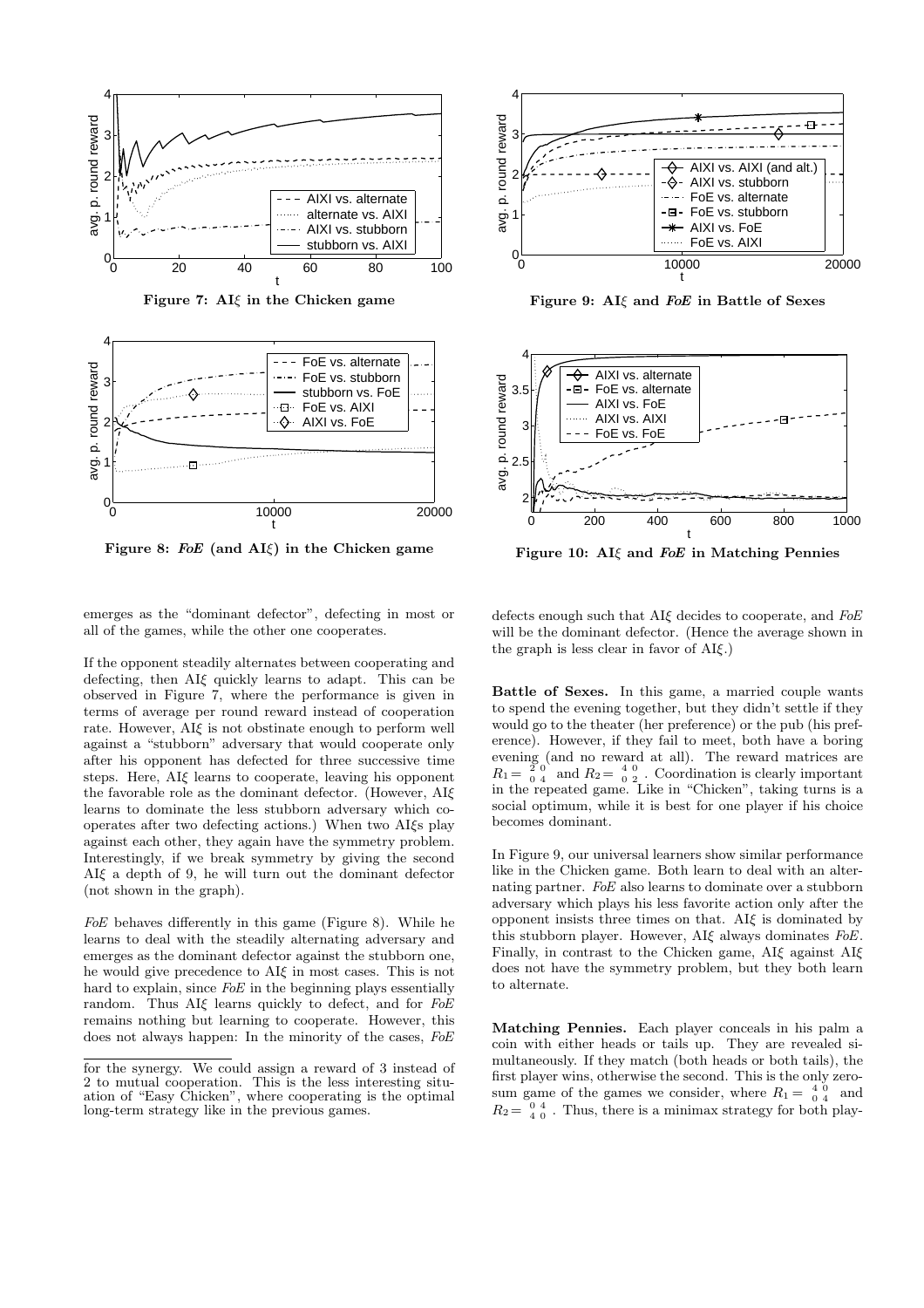Figure 7: AI$\xi$ in the Chicken game

Figure 8: *FoE* (and AI$\xi$) in the Chicken game

Figure 9: AI$\xi$ and *FoE* in Battle of Sexes

Figure 10: AI$\xi$ and *FoE* in Matching Pennies

emerges as the "dominant defector", defecting in most or all of the games, while the other one cooperates.

If the opponent steadily alternates between cooperating and defecting, then AI$\xi$ quickly learns to adapt. This can be observed in Figure 7, where the performance is given in terms of average per round reward instead of cooperation rate. However, AI$\xi$ is not obstinate enough to perform well against a "stubborn" adversary that would cooperate only after his opponent has defected for three successive time steps. Here, AI$\xi$ learns to cooperate, leaving his opponent the favorable role as the dominant defector. (However, AI$\xi$ learns to dominate the less stubborn adversary which cooperates after two defecting actions.) When two AI$\xi$s play against each other, they again have the symmetry problem. Interestingly, if we break symmetry by giving the second AI$\xi$ a depth of 9, he will turn out the dominant defector (not shown in the graph).

*FoE* behaves differently in this game (Figure 8). While he learns to deal with the steadily alternating adversary and emerges as the dominant defector against the stubborn one, he would give precedence to AI$\xi$ in most cases. This is not hard to explain, since *FoE* in the beginning plays essentially random. Thus AI$\xi$ learns quickly to defect, and for *FoE* remains nothing but learning to cooperate. However, this does not always happen: In the minority of the cases, *FoE* defects enough such that AI$\xi$ decides to cooperate, and *FoE* will be the dominant defector. (Hence the average shown in the graph is less clear in favor of AI$\xi$.)

**Battle of Sexes.** In this game, a married couple wants to spend the evening together, but they didn't settle if they would go to the theater (her preference) or the pub (his preference). However, if they fail to meet, both have a boring evening (and no reward at all). The reward matrices are $R_1 = \begin{smallmatrix} 2 & 0 \\ 0 & 4 \end{smallmatrix}$ and $R_2 = \begin{smallmatrix} 4 & 0 \\ 0 & 2 \end{smallmatrix}$. Coordination is clearly important in the repeated game. Like in "Chicken", taking turns is a social optimum, while it is best for one player if his choice becomes dominant.

In Figure 9, our universal learners show similar performance like in the Chicken game. Both learn to deal with an alternating partner. *FoE* also learns to dominate over a stubborn adversary which plays his less favorite action only after the opponent insists three times on that. AI$\xi$ is dominated by this stubborn player. However, AI$\xi$ always dominates *FoE*. Finally, in contrast to the Chicken game, AI$\xi$ against AI$\xi$ does not have the symmetry problem, but they both learn to alternate.

**Matching Pennies.** Each player conceals in his palm a coin with either heads or tails up. They are revealed simultaneously. If they match (both heads or both tails), the first player wins, otherwise the second. This is the only zero-sum game of the games we consider, where $R_1 = \begin{smallmatrix} 4 & 0 \\ 0 & 4 \end{smallmatrix}$ and $R_2 = \begin{smallmatrix} 0 & 4 \\ 4 & 0 \end{smallmatrix}$. Thus, there is a minimax strategy for both play-

---

for the synergy. We could assign a reward of 3 instead of 2 to mutual cooperation. This is the less interesting situation of "Easy Chicken", where cooperating is the optimal long-term strategy like in the previous games.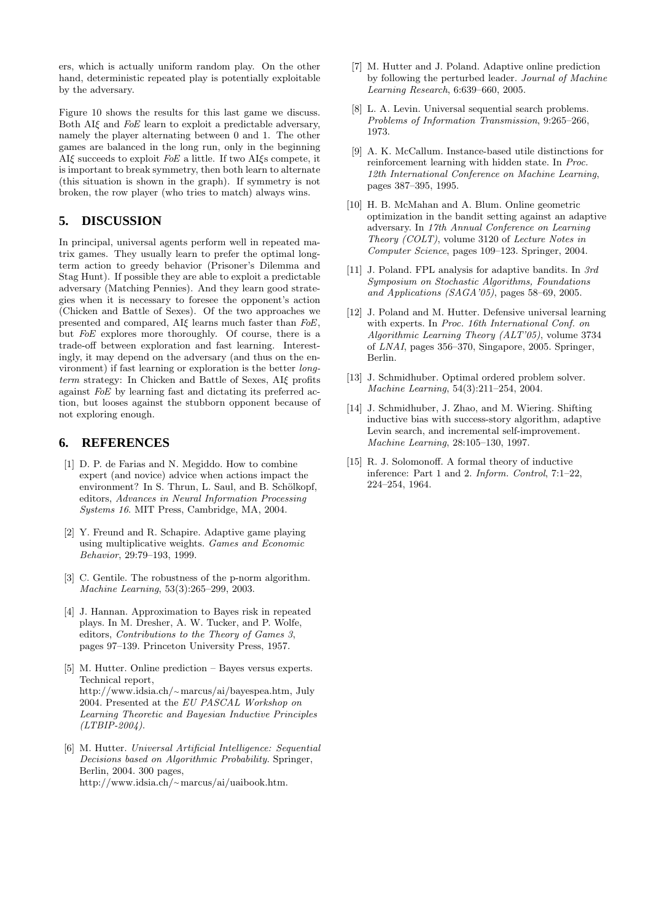ers, which is actually uniform random play. On the other hand, deterministic repeated play is potentially exploitable by the adversary.

Figure 10 shows the results for this last game we discuss. Both AI$\xi$ and *FoE* learn to exploit a predictable adversary, namely the player alternating between 0 and 1. The other games are balanced in the long run, only in the beginning AI$\xi$ succeeds to exploit *FoE* a little. If two AI$\xi$s compete, it is important to break symmetry, then both learn to alternate (this situation is shown in the graph). If symmetry is not broken, the row player (who tries to match) always wins.

## 5. DISCUSSION

In principal, universal agents perform well in repeated matrix games. They usually learn to prefer the optimal long-term action to greedy behavior (Prisoner's Dilemma and Stag Hunt). If possible they are able to exploit a predictable adversary (Matching Pennies). And they learn good strategies when it is necessary to foresee the opponent's action (Chicken and Battle of Sexes). Of the two approaches we presented and compared, AI$\xi$ learns much faster than *FoE*, but *FoE* explores more thoroughly. Of course, there is a trade-off between exploration and fast learning. Interestingly, it may depend on the adversary (and thus on the environment) if fast learning or exploration is the better *long-term* strategy: In Chicken and Battle of Sexes, AI$\xi$ profits against *FoE* by learning fast and dictating its preferred action, but looses against the stubborn opponent because of not exploring enough.

## 6. REFERENCES

[1] D. P. de Farias and N. Megiddo. How to combine expert (and novice) advice when actions impact the environment? In S. Thrun, L. Saul, and B. Schölkopf, editors, *Advances in Neural Information Processing Systems 16*. MIT Press, Cambridge, MA, 2004.

[2] Y. Freund and R. Schapire. Adaptive game playing using multiplicative weights. *Games and Economic Behavior*, 29:79–193, 1999.

[3] C. Gentile. The robustness of the p-norm algorithm. *Machine Learning*, 53(3):265–299, 2003.

[4] J. Hannan. Approximation to Bayes risk in repeated plays. In M. Dresher, A. W. Tucker, and P. Wolfe, editors, *Contributions to the Theory of Games 3*, pages 97–139. Princeton University Press, 1957.

[5] M. Hutter. Online prediction – Bayes versus experts. Technical report, http://www.idsia.ch/~marcus/ai/bayespea.htm, July 2004. Presented at the *EU PASCAL Workshop on Learning Theoretic and Bayesian Inductive Principles (LTBIP-2004)*.

[6] M. Hutter. *Universal Artificial Intelligence: Sequential Decisions based on Algorithmic Probability*. Springer, Berlin, 2004. 300 pages, http://www.idsia.ch/~marcus/ai/uaibook.htm.

[7] M. Hutter and J. Poland. Adaptive online prediction by following the perturbed leader. *Journal of Machine Learning Research*, 6:639–660, 2005.

[8] L. A. Levin. Universal sequential search problems. *Problems of Information Transmission*, 9:265–266, 1973.

[9] A. K. McCallum. Instance-based utile distinctions for reinforcement learning with hidden state. In *Proc. 12th International Conference on Machine Learning*, pages 387–395, 1995.

[10] H. B. McMahan and A. Blum. Online geometric optimization in the bandit setting against an adaptive adversary. In *17th Annual Conference on Learning Theory (COLT)*, volume 3120 of *Lecture Notes in Computer Science*, pages 109–123. Springer, 2004.

[11] J. Poland. FPL analysis for adaptive bandits. In *3rd Symposium on Stochastic Algorithms, Foundations and Applications (SAGA'05)*, pages 58–69, 2005.

[12] J. Poland and M. Hutter. Defensive universal learning with experts. In *Proc. 16th International Conf. on Algorithmic Learning Theory (ALT'05)*, volume 3734 of *LNAI*, pages 356–370, Singapore, 2005. Springer, Berlin.

[13] J. Schmidhuber. Optimal ordered problem solver. *Machine Learning*, 54(3):211–254, 2004.

[14] J. Schmidhuber, J. Zhao, and M. Wiering. Shifting inductive bias with success-story algorithm, adaptive Levin search, and incremental self-improvement. *Machine Learning*, 28:105–130, 1997.

[15] R. J. Solomonoff. A formal theory of inductive inference: Part 1 and 2. *Inform. Control*, 7:1–22, 224–254, 1964.